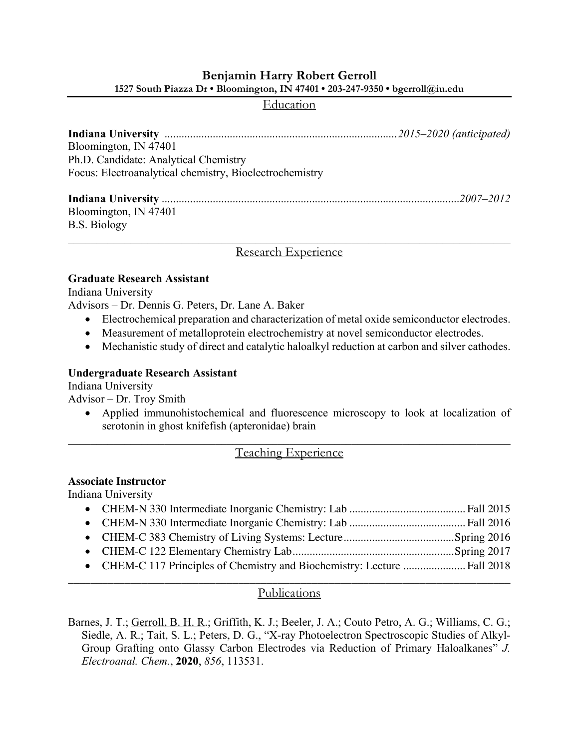# Benjamin Harry Robert Gerroll

**1527 South Piazza Dr • Bloomington, IN 47401 • 203-247-9350 • bgerroll@iu.edu**

## Education

**Indiana University** ................................................................................. *2015–2020 (anticipated)*
Bloomington, IN 47401
Ph.D. Candidate: Analytical Chemistry
Focus: Electroanalytical chemistry, Bioelectrochemistry

**Indiana University** ......................................................................................................... *2007–2012*
Bloomington, IN 47401
B.S. Biology

## Research Experience

**Graduate Research Assistant**
Indiana University
Advisors – Dr. Dennis G. Peters, Dr. Lane A. Baker

- Electrochemical preparation and characterization of metal oxide semiconductor electrodes.
- Measurement of metalloprotein electrochemistry at novel semiconductor electrodes.
- Mechanistic study of direct and catalytic haloalkyl reduction at carbon and silver cathodes.

**Undergraduate Research Assistant**
Indiana University
Advisor – Dr. Troy Smith

- Applied immunohistochemical and fluorescence microscopy to look at localization of serotonin in ghost knifefish (apteronidae) brain

## Teaching Experience

**Associate Instructor**
Indiana University

- CHEM-N 330 Intermediate Inorganic Chemistry: Lab ......................................... Fall 2015
- CHEM-N 330 Intermediate Inorganic Chemistry: Lab ......................................... Fall 2016
- CHEM-C 383 Chemistry of Living Systems: Lecture ....................................... Spring 2016
- CHEM-C 122 Elementary Chemistry Lab ......................................................... Spring 2017
- CHEM-C 117 Principles of Chemistry and Biochemistry: Lecture ...................... Fall 2018

## Publications

Barnes, J. T.; <u>Gerroll, B. H. R.</u>; Griffith, K. J.; Beeler, J. A.; Couto Petro, A. G.; Williams, C. G.; Siedle, A. R.; Tait, S. L.; Peters, D. G., "X-ray Photoelectron Spectroscopic Studies of Alkyl-Group Grafting onto Glassy Carbon Electrodes via Reduction of Primary Haloalkanes" *J. Electroanal. Chem.*, **2020**, *856*, 113531.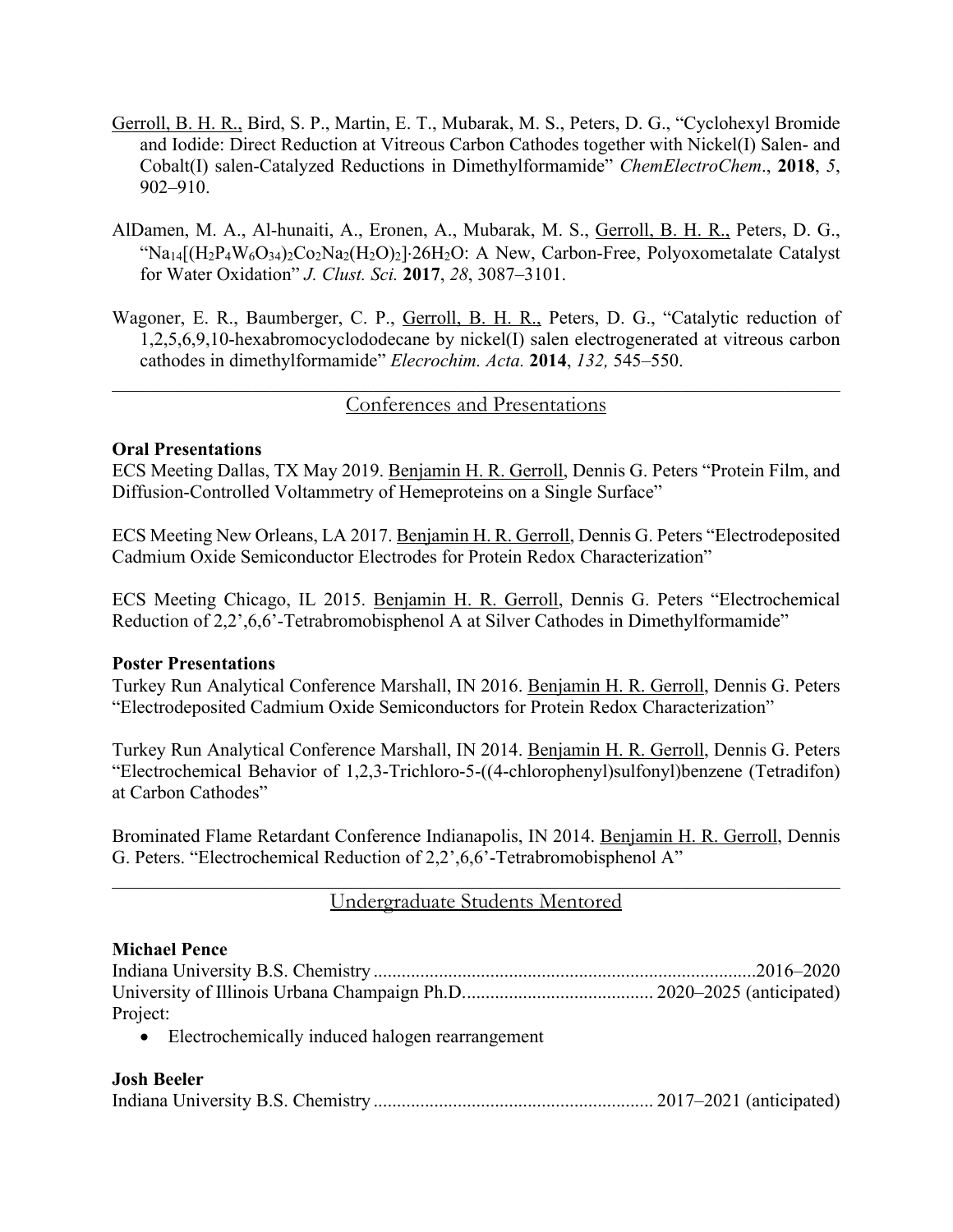Gerroll, B. H. R., Bird, S. P., Martin, E. T., Mubarak, M. S., Peters, D. G., "Cyclohexyl Bromide and Iodide: Direct Reduction at Vitreous Carbon Cathodes together with Nickel(I) Salen- and Cobalt(I) salen-Catalyzed Reductions in Dimethylformamide" *ChemElectroChem*., **2018**, *5*, 902–910.

AlDamen, M. A., Al-hunaiti, A., Eronen, A., Mubarak, M. S., Gerroll, B. H. R., Peters, D. G., "$Na_{14}[(H_2P_4W_6O_{34})_2Co_2Na_2(H_2O)_2]\cdot 26H_2O$: A New, Carbon-Free, Polyoxometalate Catalyst for Water Oxidation" *J. Clust. Sci.* **2017**, *28*, 3087–3101.

Wagoner, E. R., Baumberger, C. P., Gerroll, B. H. R., Peters, D. G., "Catalytic reduction of 1,2,5,6,9,10-hexabromocyclododecane by nickel(I) salen electrogenerated at vitreous carbon cathodes in dimethylformamide" *Elecrochim. Acta.* **2014**, *132,* 545–550.

## Conferences and Presentations

**Oral Presentations**

ECS Meeting Dallas, TX May 2019. Benjamin H. R. Gerroll, Dennis G. Peters "Protein Film, and Diffusion-Controlled Voltammetry of Hemeproteins on a Single Surface"

ECS Meeting New Orleans, LA 2017. Benjamin H. R. Gerroll, Dennis G. Peters "Electrodeposited Cadmium Oxide Semiconductor Electrodes for Protein Redox Characterization"

ECS Meeting Chicago, IL 2015. Benjamin H. R. Gerroll, Dennis G. Peters "Electrochemical Reduction of 2,2',6,6'-Tetrabromobisphenol A at Silver Cathodes in Dimethylformamide"

**Poster Presentations**

Turkey Run Analytical Conference Marshall, IN 2016. Benjamin H. R. Gerroll, Dennis G. Peters "Electrodeposited Cadmium Oxide Semiconductors for Protein Redox Characterization"

Turkey Run Analytical Conference Marshall, IN 2014. Benjamin H. R. Gerroll, Dennis G. Peters "Electrochemical Behavior of 1,2,3-Trichloro-5-((4-chlorophenyl)sulfonyl)benzene (Tetradifon) at Carbon Cathodes"

Brominated Flame Retardant Conference Indianapolis, IN 2014. Benjamin H. R. Gerroll, Dennis G. Peters. "Electrochemical Reduction of 2,2',6,6'-Tetrabromobisphenol A"

## Undergraduate Students Mentored

**Michael Pence**

Indiana University B.S. Chemistry ........................................ 2016–2020
University of Illinois Urbana Champaign Ph.D. ........................................ 2020–2025 (anticipated)
Project:

- Electrochemically induced halogen rearrangement

**Josh Beeler**

Indiana University B.S. Chemistry ........................................ 2017–2021 (anticipated)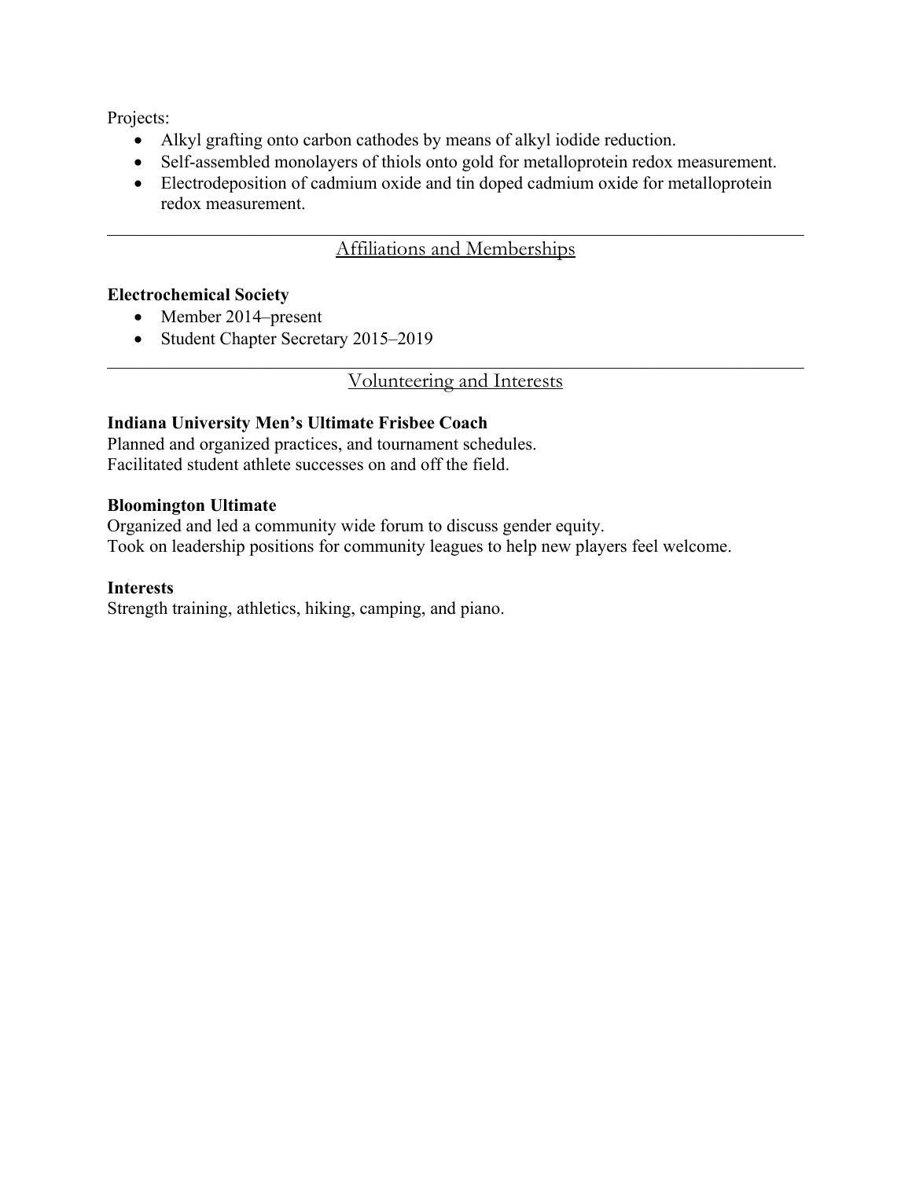Projects:

- Alkyl grafting onto carbon cathodes by means of alkyl iodide reduction.
- Self-assembled monolayers of thiols onto gold for metalloprotein redox measurement.
- Electrodeposition of cadmium oxide and tin doped cadmium oxide for metalloprotein redox measurement.

---

## Affiliations and Memberships

**Electrochemical Society**

- Member 2014–present
- Student Chapter Secretary 2015–2019

---

## Volunteering and Interests

**Indiana University Men's Ultimate Frisbee Coach**
Planned and organized practices, and tournament schedules.
Facilitated student athlete successes on and off the field.

**Bloomington Ultimate**
Organized and led a community wide forum to discuss gender equity.
Took on leadership positions for community leagues to help new players feel welcome.

**Interests**
Strength training, athletics, hiking, camping, and piano.